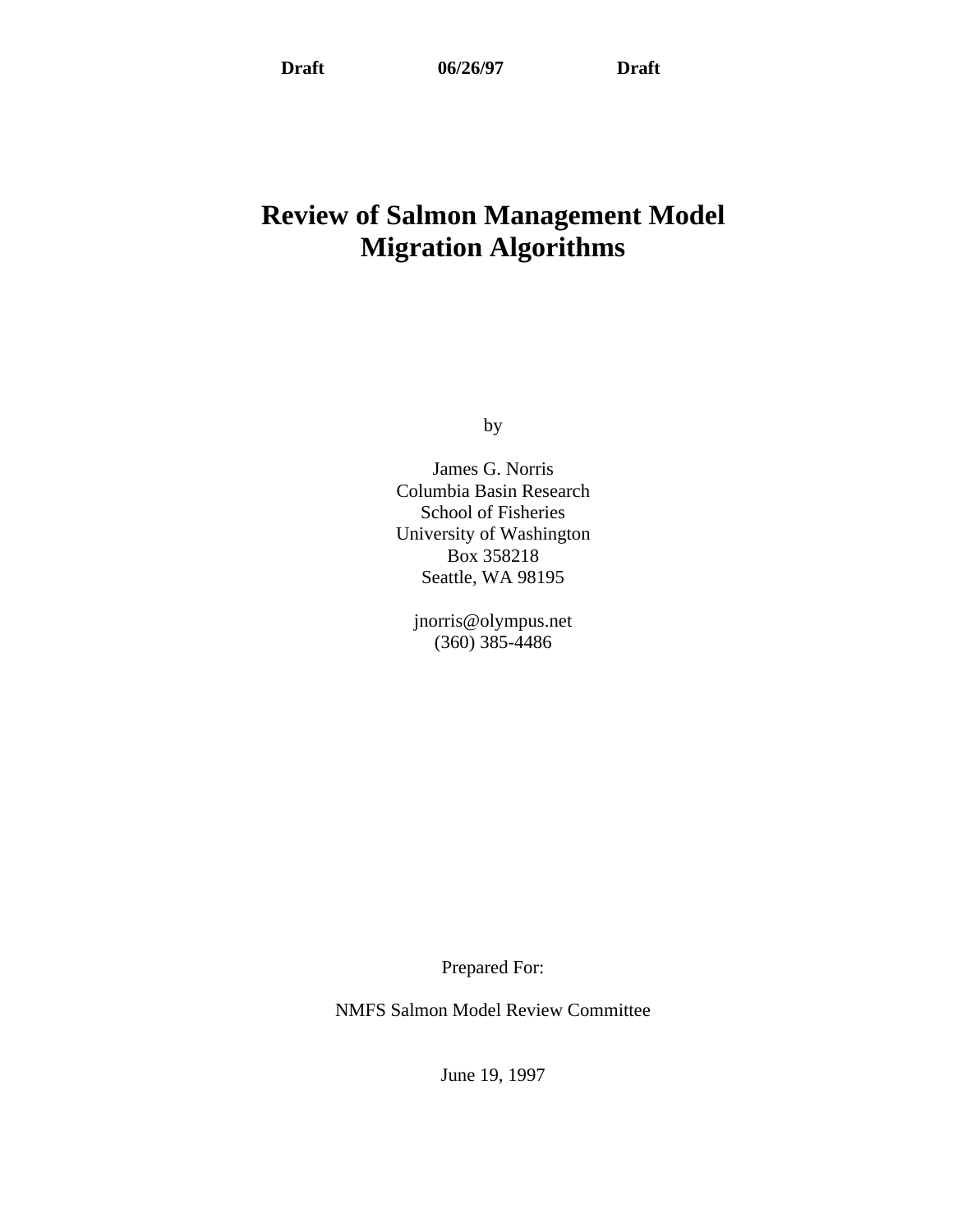**Draft** **06/26/97** **Draft**

# Review of Salmon Management Model Migration Algorithms

by

James G. Norris
Columbia Basin Research
School of Fisheries
University of Washington
Box 358218
Seattle, WA 98195

jnorris@olympus.net
(360) 385-4486

Prepared For:

NMFS Salmon Model Review Committee

June 19, 1997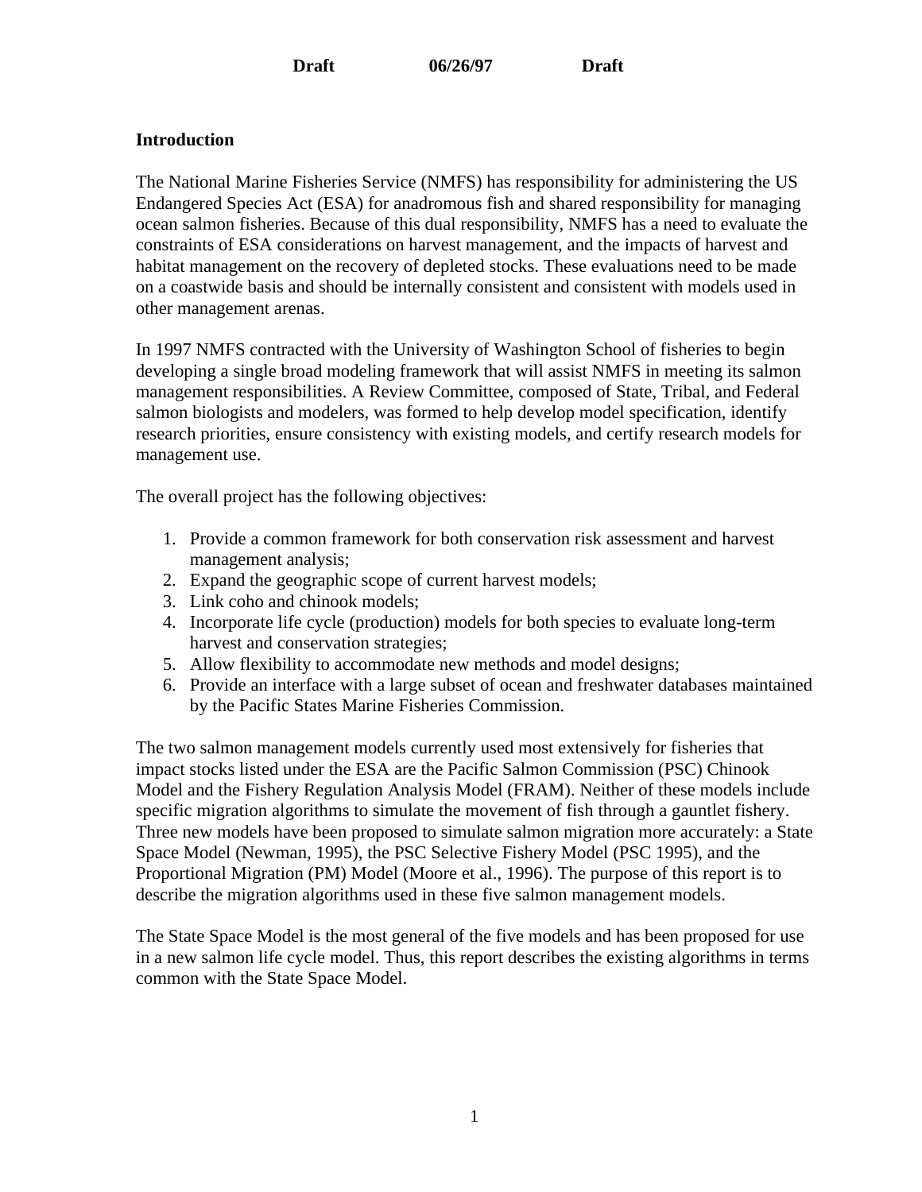## Introduction

The National Marine Fisheries Service (NMFS) has responsibility for administering the US Endangered Species Act (ESA) for anadromous fish and shared responsibility for managing ocean salmon fisheries. Because of this dual responsibility, NMFS has a need to evaluate the constraints of ESA considerations on harvest management, and the impacts of harvest and habitat management on the recovery of depleted stocks. These evaluations need to be made on a coastwide basis and should be internally consistent and consistent with models used in other management arenas.

In 1997 NMFS contracted with the University of Washington School of fisheries to begin developing a single broad modeling framework that will assist NMFS in meeting its salmon management responsibilities. A Review Committee, composed of State, Tribal, and Federal salmon biologists and modelers, was formed to help develop model specification, identify research priorities, ensure consistency with existing models, and certify research models for management use.

The overall project has the following objectives:

1. Provide a common framework for both conservation risk assessment and harvest management analysis;
2. Expand the geographic scope of current harvest models;
3. Link coho and chinook models;
4. Incorporate life cycle (production) models for both species to evaluate long-term harvest and conservation strategies;
5. Allow flexibility to accommodate new methods and model designs;
6. Provide an interface with a large subset of ocean and freshwater databases maintained by the Pacific States Marine Fisheries Commission.

The two salmon management models currently used most extensively for fisheries that impact stocks listed under the ESA are the Pacific Salmon Commission (PSC) Chinook Model and the Fishery Regulation Analysis Model (FRAM). Neither of these models include specific migration algorithms to simulate the movement of fish through a gauntlet fishery. Three new models have been proposed to simulate salmon migration more accurately: a State Space Model (Newman, 1995), the PSC Selective Fishery Model (PSC 1995), and the Proportional Migration (PM) Model (Moore et al., 1996). The purpose of this report is to describe the migration algorithms used in these five salmon management models.

The State Space Model is the most general of the five models and has been proposed for use in a new salmon life cycle model. Thus, this report describes the existing algorithms in terms common with the State Space Model.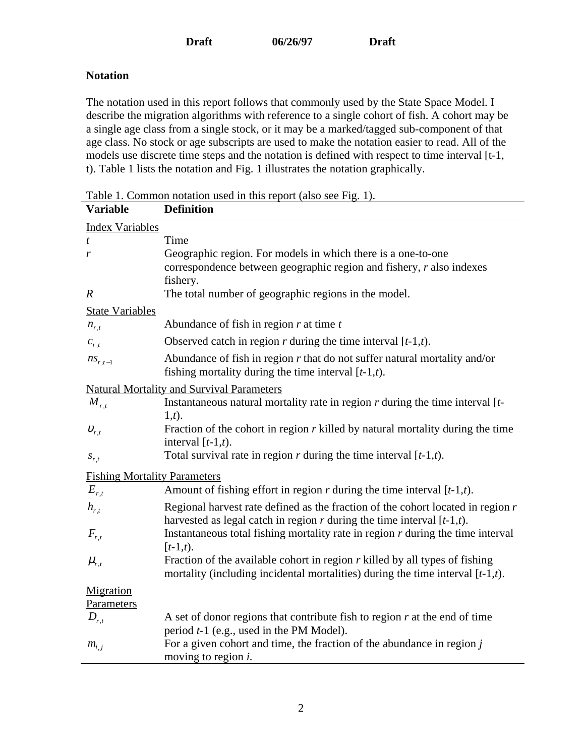## Notation

The notation used in this report follows that commonly used by the State Space Model. I describe the migration algorithms with reference to a single cohort of fish. A cohort may be a single age class from a single stock, or it may be a marked/tagged sub-component of that age class. No stock or age subscripts are used to make the notation easier to read. All of the models use discrete time steps and the notation is defined with respect to time interval [t-1, t). Table 1 lists the notation and Fig. 1 illustrates the notation graphically.

Table 1. Common notation used in this report (also see Fig. 1).

| **Variable** | **Definition** |
|---|---|
| Index Variables | |
| $t$ | Time |
| $r$ | Geographic region. For models in which there is a one-to-one correspondence between geographic region and fishery, *r* also indexes fishery. |
| $R$ | The total number of geographic regions in the model. |
| State Variables | |
| $n_{r,t}$ | Abundance of fish in region *r* at time *t* |
| $c_{r,t}$ | Observed catch in region *r* during the time interval [*t*-1,*t*). |
| $ns_{r,t-1}$ | Abundance of fish in region *r* that do not suffer natural mortality and/or fishing mortality during the time interval [*t*-1,*t*). |
| Natural Mortality and Survival Parameters | |
| $M_{r,t}$ | Instantaneous natural mortality rate in region *r* during the time interval [*t*-1,*t*). |
| $\upsilon_{r,t}$ | Fraction of the cohort in region *r* killed by natural mortality during the time interval [*t*-1,*t*). |
| $s_{r,t}$ | Total survival rate in region *r* during the time interval [*t*-1,*t*). |
| Fishing Mortality Parameters | |
| $E_{r,t}$ | Amount of fishing effort in region *r* during the time interval [*t*-1,*t*). |
| $h_{r,t}$ | Regional harvest rate defined as the fraction of the cohort located in region *r* harvested as legal catch in region *r* during the time interval [*t*-1,*t*). |
| $F_{r,t}$ | Instantaneous total fishing mortality rate in region *r* during the time interval [*t*-1,*t*). |
| $\mu_{r,t}$ | Fraction of the available cohort in region *r* killed by all types of fishing mortality (including incidental mortalities) during the time interval [*t*-1,*t*). |
| Migration Parameters | |
| $D_{r,t}$ | A set of donor regions that contribute fish to region *r* at the end of time period *t*-1 (e.g., used in the PM Model). |
| $m_{i,j}$ | For a given cohort and time, the fraction of the abundance in region *j* moving to region *i*. |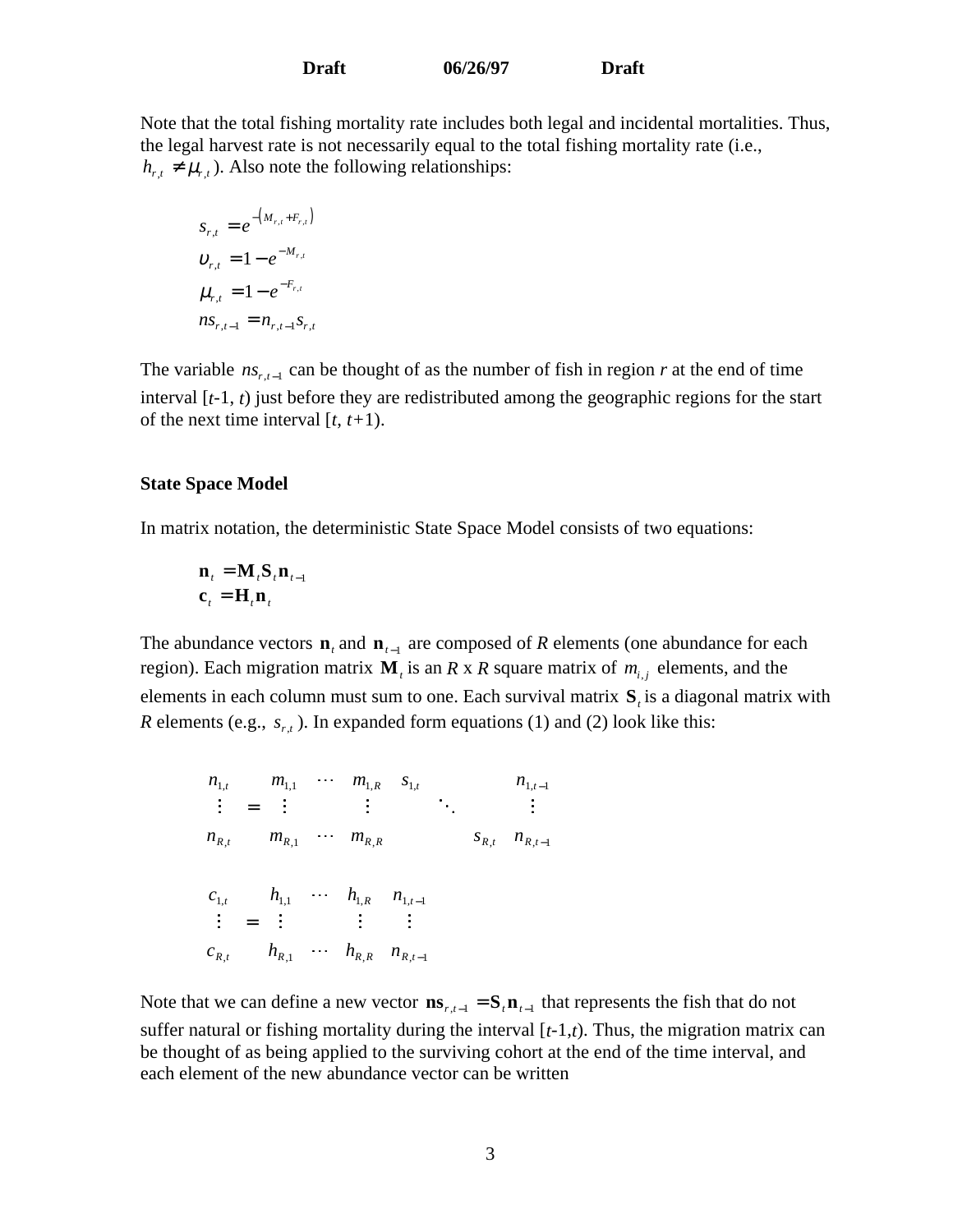Note that the total fishing mortality rate includes both legal and incidental mortalities. Thus, the legal harvest rate is not necessarily equal to the total fishing mortality rate (i.e., $h_{r,t} \neq \mu_{r,t}$). Also note the following relationships:

$$
\begin{aligned}
s_{r,t} &= e^{-\left(M_{r,t}+F_{r,t}\right)} \\
\upsilon_{r,t} &= 1-e^{-M_{r,t}} \\
\mu_{r,t} &= 1-e^{-F_{r,t}} \\
ns_{r,t-1} &= n_{r,t-1}s_{r,t}
\end{aligned}
$$

The variable $ns_{r,t-1}$ can be thought of as the number of fish in region $r$ at the end of time interval [$t$-1, $t$) just before they are redistributed among the geographic regions for the start of the next time interval [$t$, $t$+1).

**State Space Model**

In matrix notation, the deterministic State Space Model consists of two equations:

$$
\begin{aligned}
\mathbf{n}_t &= \mathbf{M}_t\mathbf{S}_t\mathbf{n}_{t-1} \\
\mathbf{c}_t &= \mathbf{H}_t\mathbf{n}_t
\end{aligned}
$$

The abundance vectors $\mathbf{n}_t$ and $\mathbf{n}_{t-1}$ are composed of $R$ elements (one abundance for each region). Each migration matrix $\mathbf{M}_t$ is an $R$ x $R$ square matrix of $m_{i,j}$ elements, and the elements in each column must sum to one. Each survival matrix $\mathbf{S}_t$ is a diagonal matrix with $R$ elements (e.g., $s_{r,t}$). In expanded form equations (1) and (2) look like this:

$$
\begin{bmatrix} n_{1,t} \\ \vdots \\ n_{R,t} \end{bmatrix} = \begin{bmatrix} m_{1,1} & \cdots & m_{1,R} \\ \vdots & & \vdots \\ m_{R,1} & \cdots & m_{R,R} \end{bmatrix} \begin{bmatrix} s_{1,t} & & \\ & \ddots & \\ & & s_{R,t} \end{bmatrix} \begin{bmatrix} n_{1,t-1} \\ \vdots \\ n_{R,t-1} \end{bmatrix}
$$

$$
\begin{bmatrix} c_{1,t} \\ \vdots \\ c_{R,t} \end{bmatrix} = \begin{bmatrix} h_{1,1} & \cdots & h_{1,R} \\ \vdots & & \vdots \\ h_{R,1} & \cdots & h_{R,R} \end{bmatrix} \begin{bmatrix} n_{1,t-1} \\ \vdots \\ n_{R,t-1} \end{bmatrix}
$$

Note that we can define a new vector $\mathbf{ns}_{r,t-1} = \mathbf{S}_t\mathbf{n}_{t-1}$ that represents the fish that do not suffer natural or fishing mortality during the interval [$t$-1,$t$). Thus, the migration matrix can be thought of as being applied to the surviving cohort at the end of the time interval, and each element of the new abundance vector can be written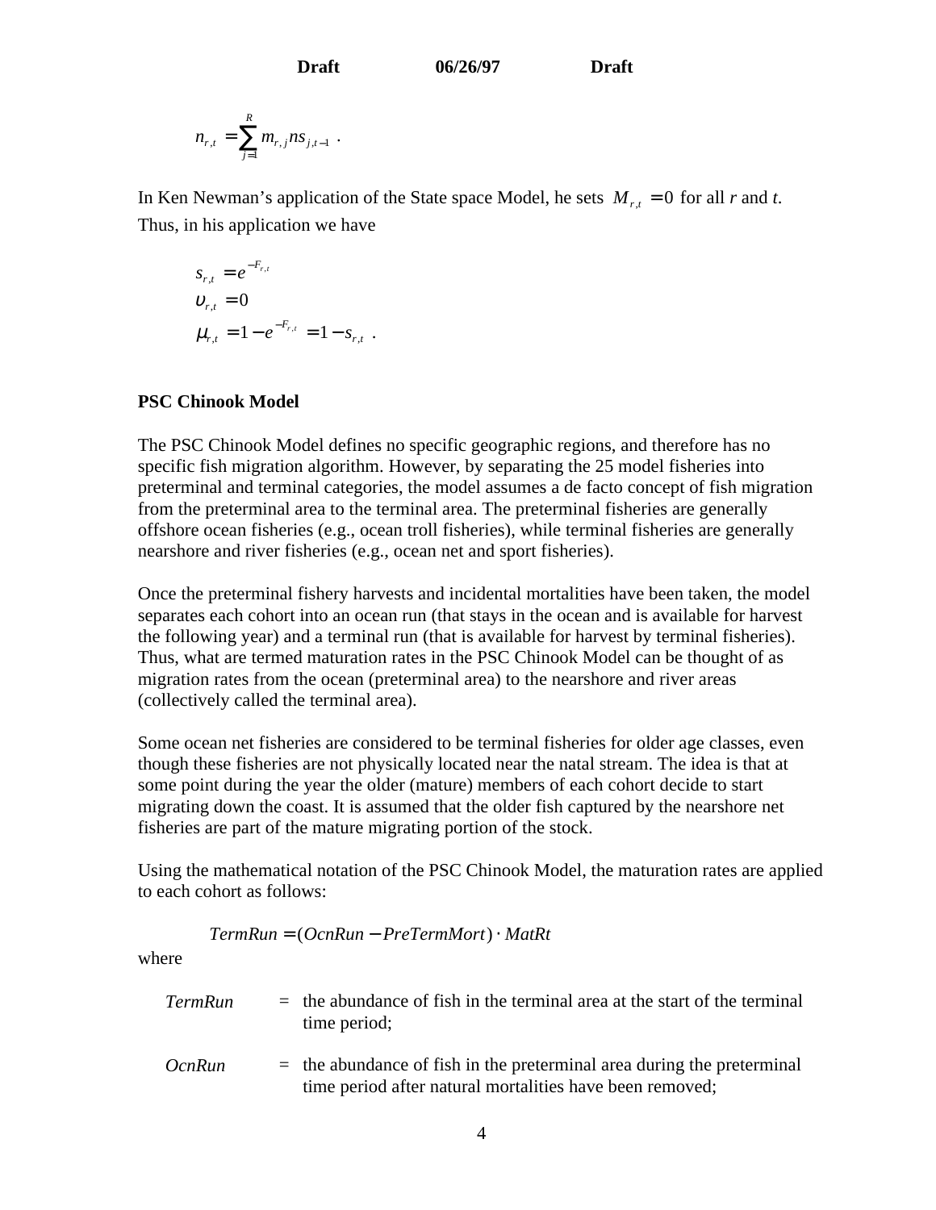$$n_{r,t} = \sum_{j=1}^{R} m_{r,j} ns_{j,t-1} \ .$$

In Ken Newman's application of the State space Model, he sets $M_{r,t} = 0$ for all *r* and *t*. Thus, in his application we have

$$s_{r,t} = e^{-F_{r,t}}$$
$$\upsilon_{r,t} = 0$$
$$\mu_{r,t} = 1 - e^{-F_{r,t}} = 1 - s_{r,t} \ .$$

**PSC Chinook Model**

The PSC Chinook Model defines no specific geographic regions, and therefore has no specific fish migration algorithm. However, by separating the 25 model fisheries into preterminal and terminal categories, the model assumes a de facto concept of fish migration from the preterminal area to the terminal area. The preterminal fisheries are generally offshore ocean fisheries (e.g., ocean troll fisheries), while terminal fisheries are generally nearshore and river fisheries (e.g., ocean net and sport fisheries).

Once the preterminal fishery harvests and incidental mortalities have been taken, the model separates each cohort into an ocean run (that stays in the ocean and is available for harvest the following year) and a terminal run (that is available for harvest by terminal fisheries). Thus, what are termed maturation rates in the PSC Chinook Model can be thought of as migration rates from the ocean (preterminal area) to the nearshore and river areas (collectively called the terminal area).

Some ocean net fisheries are considered to be terminal fisheries for older age classes, even though these fisheries are not physically located near the natal stream. The idea is that at some point during the year the older (mature) members of each cohort decide to start migrating down the coast. It is assumed that the older fish captured by the nearshore net fisheries are part of the mature migrating portion of the stock.

Using the mathematical notation of the PSC Chinook Model, the maturation rates are applied to each cohort as follows:

$$TermRun = (OcnRun - PreTermMort) \cdot MatRt$$

where

$TermRun$ = the abundance of fish in the terminal area at the start of the terminal time period;

$OcnRun$ = the abundance of fish in the preterminal area during the preterminal time period after natural mortalities have been removed;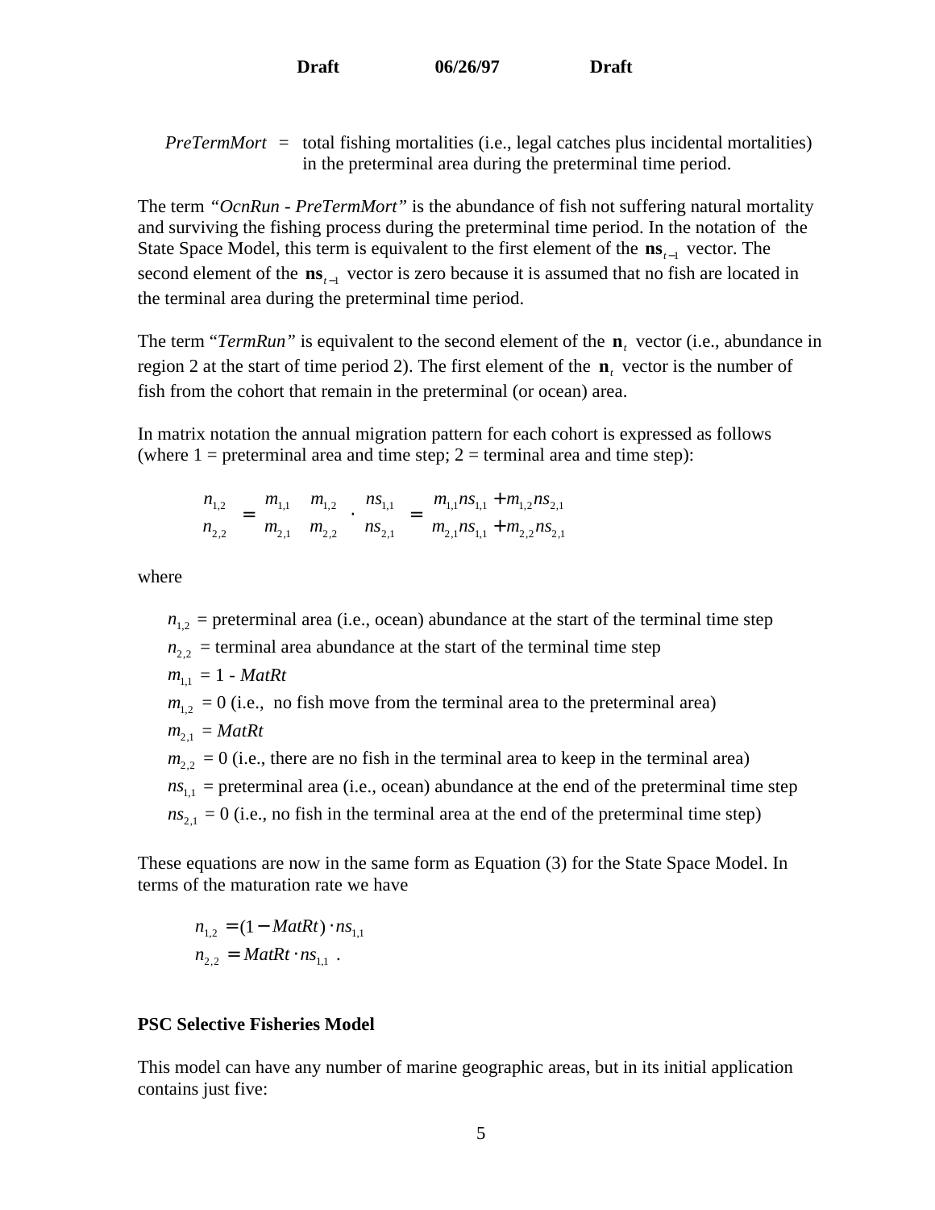*PreTermMort* = total fishing mortalities (i.e., legal catches plus incidental mortalities) in the preterminal area during the preterminal time period.

The term *"OcnRun - PreTermMort"* is the abundance of fish not suffering natural mortality and surviving the fishing process during the preterminal time period. In the notation of the State Space Model, this term is equivalent to the first element of the $\mathbf{ns}_{t-1}$ vector. The second element of the $\mathbf{ns}_{t-1}$ vector is zero because it is assumed that no fish are located in the terminal area during the preterminal time period.

The term "*TermRun"* is equivalent to the second element of the $\mathbf{n}_t$ vector (i.e., abundance in region 2 at the start of time period 2). The first element of the $\mathbf{n}_t$ vector is the number of fish from the cohort that remain in the preterminal (or ocean) area.

In matrix notation the annual migration pattern for each cohort is expressed as follows (where 1 = preterminal area and time step; 2 = terminal area and time step):

$$\begin{matrix} n_{1,2} \\ n_{2,2} \end{matrix} = \begin{matrix} m_{1,1} & m_{1,2} \\ m_{2,1} & m_{2,2} \end{matrix} \cdot \begin{matrix} ns_{1,1} \\ ns_{2,1} \end{matrix} = \begin{matrix} m_{1,1}ns_{1,1} + m_{1,2}ns_{2,1} \\ m_{2,1}ns_{1,1} + m_{2,2}ns_{2,1} \end{matrix}$$

where

- $n_{1,2}$ = preterminal area (i.e., ocean) abundance at the start of the terminal time step
- $n_{2,2}$ = terminal area abundance at the start of the terminal time step
- $m_{1,1}$ = 1 - *MatRt*
- $m_{1,2}$ = 0 (i.e., no fish move from the terminal area to the preterminal area)
- $m_{2,1}$ = *MatRt*
- $m_{2,2}$ = 0 (i.e., there are no fish in the terminal area to keep in the terminal area)
- $ns_{1,1}$ = preterminal area (i.e., ocean) abundance at the end of the preterminal time step
- $ns_{2,1}$ = 0 (i.e., no fish in the terminal area at the end of the preterminal time step)

These equations are now in the same form as Equation (3) for the State Space Model. In terms of the maturation rate we have

$$n_{1,2} = (1 - MatRt) \cdot ns_{1,1}$$
$$n_{2,2} = MatRt \cdot ns_{1,1} \ .$$

**PSC Selective Fisheries Model**

This model can have any number of marine geographic areas, but in its initial application contains just five: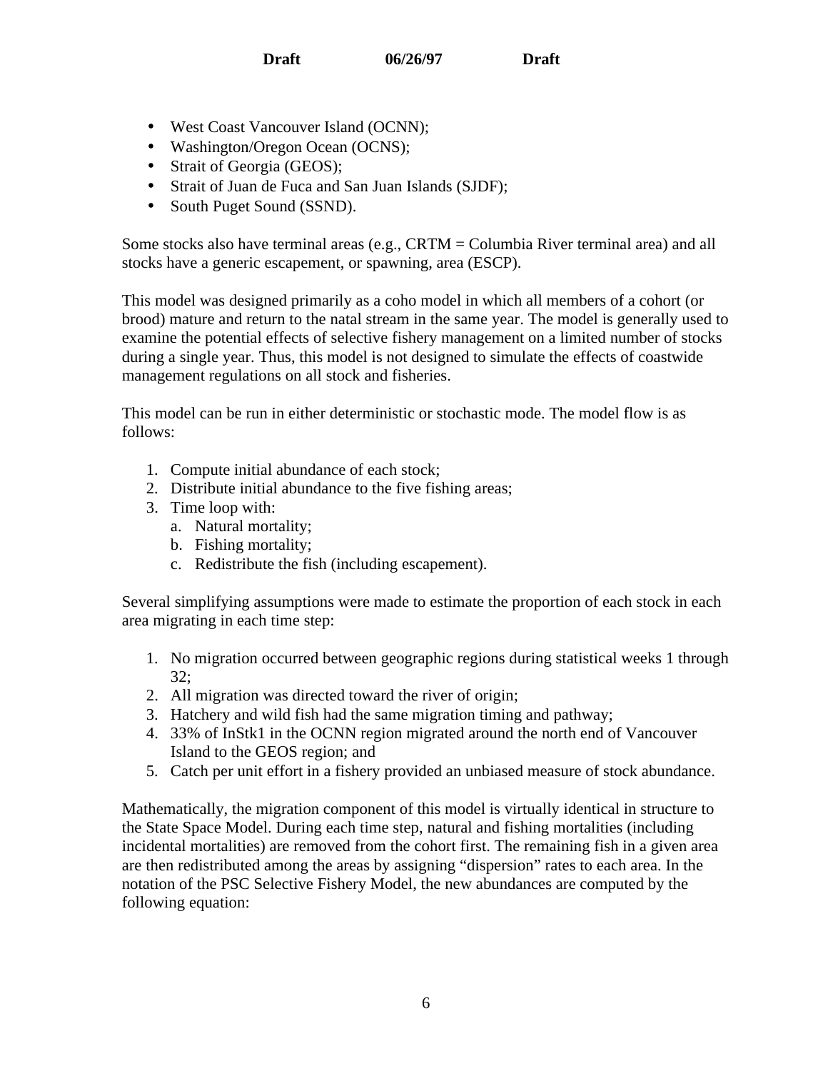- West Coast Vancouver Island (OCNN);
- Washington/Oregon Ocean (OCNS);
- Strait of Georgia (GEOS);
- Strait of Juan de Fuca and San Juan Islands (SJDF);
- South Puget Sound (SSND).

Some stocks also have terminal areas (e.g., CRTM = Columbia River terminal area) and all stocks have a generic escapement, or spawning, area (ESCP).

This model was designed primarily as a coho model in which all members of a cohort (or brood) mature and return to the natal stream in the same year. The model is generally used to examine the potential effects of selective fishery management on a limited number of stocks during a single year. Thus, this model is not designed to simulate the effects of coastwide management regulations on all stock and fisheries.

This model can be run in either deterministic or stochastic mode. The model flow is as follows:

1. Compute initial abundance of each stock;
2. Distribute initial abundance to the five fishing areas;
3. Time loop with:
   a. Natural mortality;
   b. Fishing mortality;
   c. Redistribute the fish (including escapement).

Several simplifying assumptions were made to estimate the proportion of each stock in each area migrating in each time step:

1. No migration occurred between geographic regions during statistical weeks 1 through 32;
2. All migration was directed toward the river of origin;
3. Hatchery and wild fish had the same migration timing and pathway;
4. 33% of InStk1 in the OCNN region migrated around the north end of Vancouver Island to the GEOS region; and
5. Catch per unit effort in a fishery provided an unbiased measure of stock abundance.

Mathematically, the migration component of this model is virtually identical in structure to the State Space Model. During each time step, natural and fishing mortalities (including incidental mortalities) are removed from the cohort first. The remaining fish in a given area are then redistributed among the areas by assigning "dispersion" rates to each area. In the notation of the PSC Selective Fishery Model, the new abundances are computed by the following equation: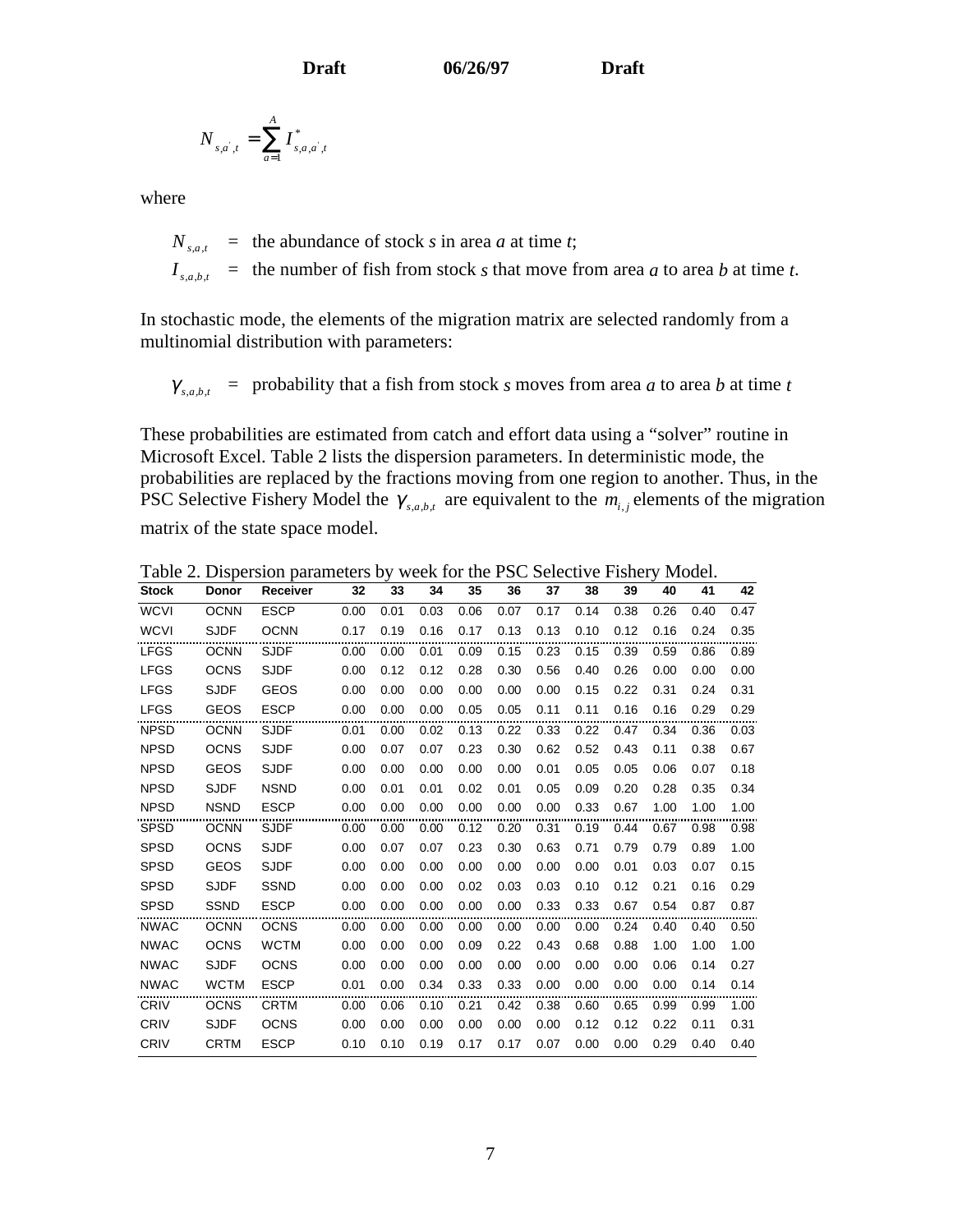$$N_{s,a',t} = \sum_{a=1}^{A} I^*_{s,a,a',t}$$

where

$N_{s,a,t}$ = the abundance of stock $s$ in area $a$ at time $t$;

$I_{s,a,b,t}$ = the number of fish from stock $s$ that move from area $a$ to area $b$ at time $t$.

In stochastic mode, the elements of the migration matrix are selected randomly from a multinomial distribution with parameters:

$\gamma_{s,a,b,t}$ = probability that a fish from stock $s$ moves from area $a$ to area $b$ at time $t$

These probabilities are estimated from catch and effort data using a "solver" routine in Microsoft Excel. Table 2 lists the dispersion parameters. In deterministic mode, the probabilities are replaced by the fractions moving from one region to another. Thus, in the PSC Selective Fishery Model the $\gamma_{s,a,b,t}$ are equivalent to the $m_{i,j}$ elements of the migration matrix of the state space model.

Table 2. Dispersion parameters by week for the PSC Selective Fishery Model.

| Stock | Donor | Receiver | 32 | 33 | 34 | 35 | 36 | 37 | 38 | 39 | 40 | 41 | 42 |
|---|---|---|---|---|---|---|---|---|---|---|---|---|---|
| WCVI | OCNN | ESCP | 0.00 | 0.01 | 0.03 | 0.06 | 0.07 | 0.17 | 0.14 | 0.38 | 0.26 | 0.40 | 0.47 |
| WCVI | SJDF | OCNN | 0.17 | 0.19 | 0.16 | 0.17 | 0.13 | 0.13 | 0.10 | 0.12 | 0.16 | 0.24 | 0.35 |
| LFGS | OCNN | SJDF | 0.00 | 0.00 | 0.01 | 0.09 | 0.15 | 0.23 | 0.15 | 0.39 | 0.59 | 0.86 | 0.89 |
| LFGS | OCNS | SJDF | 0.00 | 0.12 | 0.12 | 0.28 | 0.30 | 0.56 | 0.40 | 0.26 | 0.00 | 0.00 | 0.00 |
| LFGS | SJDF | GEOS | 0.00 | 0.00 | 0.00 | 0.00 | 0.00 | 0.00 | 0.15 | 0.22 | 0.31 | 0.24 | 0.31 |
| LFGS | GEOS | ESCP | 0.00 | 0.00 | 0.00 | 0.05 | 0.05 | 0.11 | 0.11 | 0.16 | 0.16 | 0.29 | 0.29 |
| NPSD | OCNN | SJDF | 0.01 | 0.00 | 0.02 | 0.13 | 0.22 | 0.33 | 0.22 | 0.47 | 0.34 | 0.36 | 0.03 |
| NPSD | OCNS | SJDF | 0.00 | 0.07 | 0.07 | 0.23 | 0.30 | 0.62 | 0.52 | 0.43 | 0.11 | 0.38 | 0.67 |
| NPSD | GEOS | SJDF | 0.00 | 0.00 | 0.00 | 0.00 | 0.00 | 0.01 | 0.05 | 0.05 | 0.06 | 0.07 | 0.18 |
| NPSD | SJDF | NSND | 0.00 | 0.01 | 0.01 | 0.02 | 0.01 | 0.05 | 0.09 | 0.20 | 0.28 | 0.35 | 0.34 |
| NPSD | NSND | ESCP | 0.00 | 0.00 | 0.00 | 0.00 | 0.00 | 0.00 | 0.33 | 0.67 | 1.00 | 1.00 | 1.00 |
| SPSD | OCNN | SJDF | 0.00 | 0.00 | 0.00 | 0.12 | 0.20 | 0.31 | 0.19 | 0.44 | 0.67 | 0.98 | 0.98 |
| SPSD | OCNS | SJDF | 0.00 | 0.07 | 0.07 | 0.23 | 0.30 | 0.63 | 0.71 | 0.79 | 0.79 | 0.89 | 1.00 |
| SPSD | GEOS | SJDF | 0.00 | 0.00 | 0.00 | 0.00 | 0.00 | 0.00 | 0.00 | 0.01 | 0.03 | 0.07 | 0.15 |
| SPSD | SJDF | SSND | 0.00 | 0.00 | 0.00 | 0.02 | 0.03 | 0.03 | 0.10 | 0.12 | 0.21 | 0.16 | 0.29 |
| SPSD | SSND | ESCP | 0.00 | 0.00 | 0.00 | 0.00 | 0.00 | 0.33 | 0.33 | 0.67 | 0.54 | 0.87 | 0.87 |
| NWAC | OCNN | OCNS | 0.00 | 0.00 | 0.00 | 0.00 | 0.00 | 0.00 | 0.00 | 0.24 | 0.40 | 0.40 | 0.50 |
| NWAC | OCNS | WCTM | 0.00 | 0.00 | 0.00 | 0.09 | 0.22 | 0.43 | 0.68 | 0.88 | 1.00 | 1.00 | 1.00 |
| NWAC | SJDF | OCNS | 0.00 | 0.00 | 0.00 | 0.00 | 0.00 | 0.00 | 0.00 | 0.00 | 0.06 | 0.14 | 0.27 |
| NWAC | WCTM | ESCP | 0.01 | 0.00 | 0.34 | 0.33 | 0.33 | 0.00 | 0.00 | 0.00 | 0.00 | 0.14 | 0.14 |
| CRIV | OCNS | CRTM | 0.00 | 0.06 | 0.10 | 0.21 | 0.42 | 0.38 | 0.60 | 0.65 | 0.99 | 0.99 | 1.00 |
| CRIV | SJDF | OCNS | 0.00 | 0.00 | 0.00 | 0.00 | 0.00 | 0.00 | 0.12 | 0.12 | 0.22 | 0.11 | 0.31 |
| CRIV | CRTM | ESCP | 0.10 | 0.10 | 0.19 | 0.17 | 0.17 | 0.07 | 0.00 | 0.00 | 0.29 | 0.40 | 0.40 |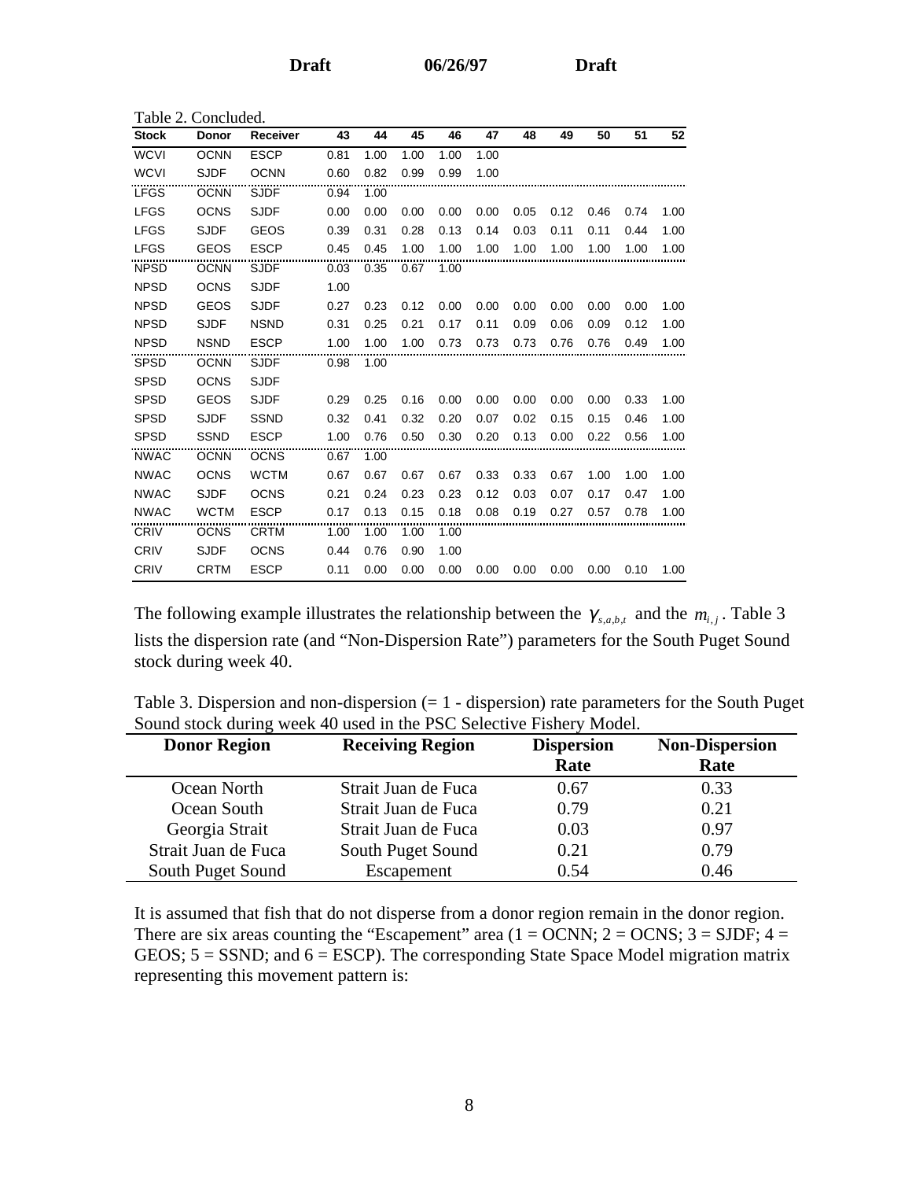Table 2. Concluded.

| Stock | Donor | Receiver | 43 | 44 | 45 | 46 | 47 | 48 | 49 | 50 | 51 | 52 |
|---|---|---|---|---|---|---|---|---|---|---|---|---|
| WCVI | OCNN | ESCP | 0.81 | 1.00 | 1.00 | 1.00 | 1.00 | | | | | |
| WCVI | SJDF | OCNN | 0.60 | 0.82 | 0.99 | 0.99 | 1.00 | | | | | |
| LFGS | OCNN | SJDF | 0.94 | 1.00 | | | | | | | | |
| LFGS | OCNS | SJDF | 0.00 | 0.00 | 0.00 | 0.00 | 0.00 | 0.05 | 0.12 | 0.46 | 0.74 | 1.00 |
| LFGS | SJDF | GEOS | 0.39 | 0.31 | 0.28 | 0.13 | 0.14 | 0.03 | 0.11 | 0.11 | 0.44 | 1.00 |
| LFGS | GEOS | ESCP | 0.45 | 0.45 | 1.00 | 1.00 | 1.00 | 1.00 | 1.00 | 1.00 | 1.00 | 1.00 |
| NPSD | OCNN | SJDF | 0.03 | 0.35 | 0.67 | 1.00 | | | | | | |
| NPSD | OCNS | SJDF | 1.00 | | | | | | | | | |
| NPSD | GEOS | SJDF | 0.27 | 0.23 | 0.12 | 0.00 | 0.00 | 0.00 | 0.00 | 0.00 | 0.00 | 1.00 |
| NPSD | SJDF | NSND | 0.31 | 0.25 | 0.21 | 0.17 | 0.11 | 0.09 | 0.06 | 0.09 | 0.12 | 1.00 |
| NPSD | NSND | ESCP | 1.00 | 1.00 | 1.00 | 0.73 | 0.73 | 0.73 | 0.76 | 0.76 | 0.49 | 1.00 |
| SPSD | OCNN | SJDF | 0.98 | 1.00 | | | | | | | | |
| SPSD | OCNS | SJDF | | | | | | | | | | |
| SPSD | GEOS | SJDF | 0.29 | 0.25 | 0.16 | 0.00 | 0.00 | 0.00 | 0.00 | 0.00 | 0.33 | 1.00 |
| SPSD | SJDF | SSND | 0.32 | 0.41 | 0.32 | 0.20 | 0.07 | 0.02 | 0.15 | 0.15 | 0.46 | 1.00 |
| SPSD | SSND | ESCP | 1.00 | 0.76 | 0.50 | 0.30 | 0.20 | 0.13 | 0.00 | 0.22 | 0.56 | 1.00 |
| NWAC | OCNN | OCNS | 0.67 | 1.00 | | | | | | | | |
| NWAC | OCNS | WCTM | 0.67 | 0.67 | 0.67 | 0.67 | 0.33 | 0.33 | 0.67 | 1.00 | 1.00 | 1.00 |
| NWAC | SJDF | OCNS | 0.21 | 0.24 | 0.23 | 0.23 | 0.12 | 0.03 | 0.07 | 0.17 | 0.47 | 1.00 |
| NWAC | WCTM | ESCP | 0.17 | 0.13 | 0.15 | 0.18 | 0.08 | 0.19 | 0.27 | 0.57 | 0.78 | 1.00 |
| CRIV | OCNS | CRTM | 1.00 | 1.00 | 1.00 | 1.00 | | | | | | |
| CRIV | SJDF | OCNS | 0.44 | 0.76 | 0.90 | 1.00 | | | | | | |
| CRIV | CRTM | ESCP | 0.11 | 0.00 | 0.00 | 0.00 | 0.00 | 0.00 | 0.00 | 0.00 | 0.10 | 1.00 |

The following example illustrates the relationship between the $\gamma_{s,a,b,t}$ and the $m_{i,j}$. Table 3 lists the dispersion rate (and "Non-Dispersion Rate") parameters for the South Puget Sound stock during week 40.

Table 3. Dispersion and non-dispersion (= 1 - dispersion) rate parameters for the South Puget Sound stock during week 40 used in the PSC Selective Fishery Model.

| Donor Region | Receiving Region | Dispersion Rate | Non-Dispersion Rate |
|---|---|---|---|
| Ocean North | Strait Juan de Fuca | 0.67 | 0.33 |
| Ocean South | Strait Juan de Fuca | 0.79 | 0.21 |
| Georgia Strait | Strait Juan de Fuca | 0.03 | 0.97 |
| Strait Juan de Fuca | South Puget Sound | 0.21 | 0.79 |
| South Puget Sound | Escapement | 0.54 | 0.46 |

It is assumed that fish that do not disperse from a donor region remain in the donor region. There are six areas counting the "Escapement" area (1 = OCNN; 2 = OCNS; 3 = SJDF; 4 = GEOS; 5 = SSND; and 6 = ESCP). The corresponding State Space Model migration matrix representing this movement pattern is: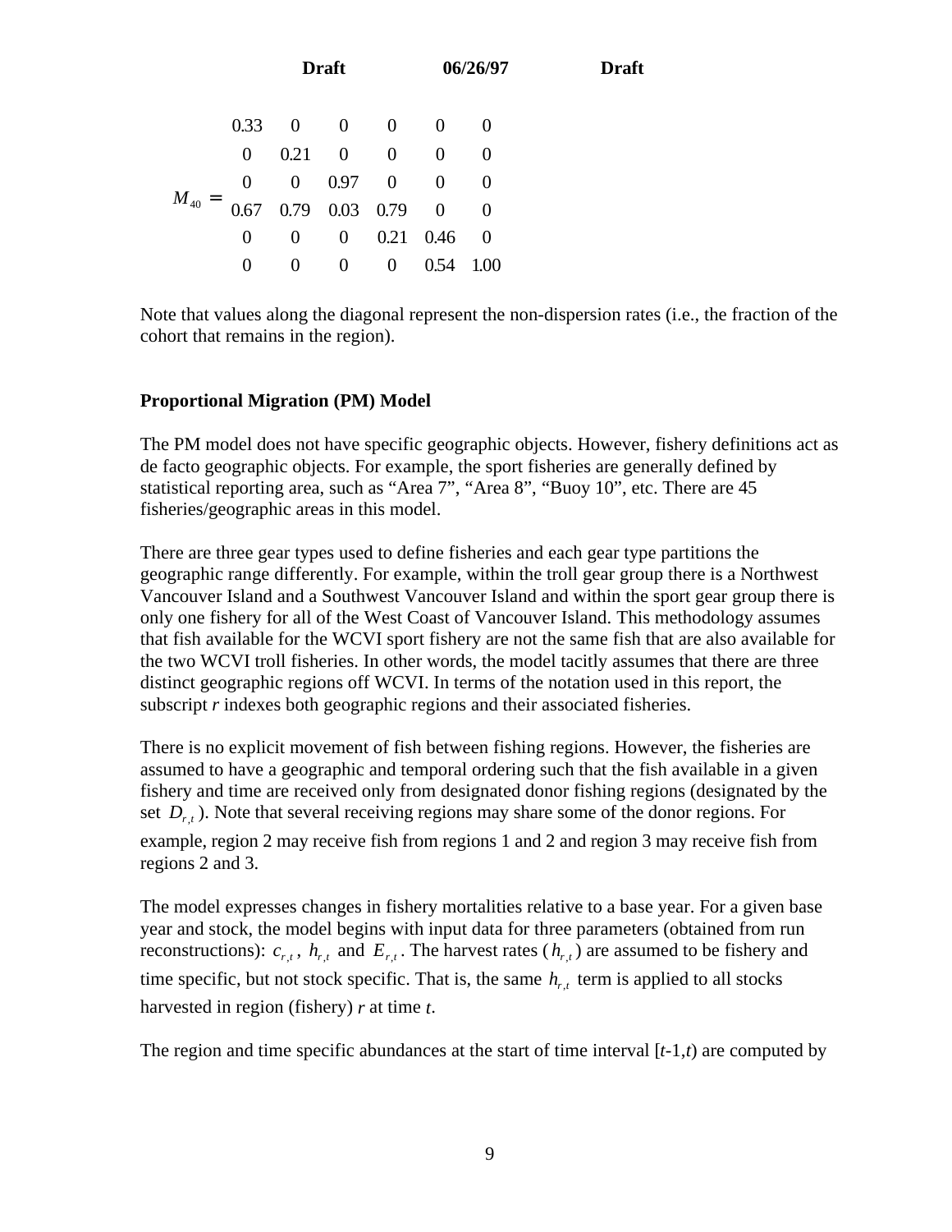$$M_{40} = \begin{matrix} 0.33 & 0 & 0 & 0 & 0 & 0 \\ 0 & 0.21 & 0 & 0 & 0 & 0 \\ 0 & 0 & 0.97 & 0 & 0 & 0 \\ 0.67 & 0.79 & 0.03 & 0.79 & 0 & 0 \\ 0 & 0 & 0 & 0.21 & 0.46 & 0 \\ 0 & 0 & 0 & 0 & 0.54 & 1.00 \end{matrix}$$

Note that values along the diagonal represent the non-dispersion rates (i.e., the fraction of the cohort that remains in the region).

**Proportional Migration (PM) Model**

The PM model does not have specific geographic objects. However, fishery definitions act as de facto geographic objects. For example, the sport fisheries are generally defined by statistical reporting area, such as "Area 7", "Area 8", "Buoy 10", etc. There are 45 fisheries/geographic areas in this model.

There are three gear types used to define fisheries and each gear type partitions the geographic range differently. For example, within the troll gear group there is a Northwest Vancouver Island and a Southwest Vancouver Island and within the sport gear group there is only one fishery for all of the West Coast of Vancouver Island. This methodology assumes that fish available for the WCVI sport fishery are not the same fish that are also available for the two WCVI troll fisheries. In other words, the model tacitly assumes that there are three distinct geographic regions off WCVI. In terms of the notation used in this report, the subscript *r* indexes both geographic regions and their associated fisheries.

There is no explicit movement of fish between fishing regions. However, the fisheries are assumed to have a geographic and temporal ordering such that the fish available in a given fishery and time are received only from designated donor fishing regions (designated by the set $D_{r,t}$). Note that several receiving regions may share some of the donor regions. For example, region 2 may receive fish from regions 1 and 2 and region 3 may receive fish from regions 2 and 3.

The model expresses changes in fishery mortalities relative to a base year. For a given base year and stock, the model begins with input data for three parameters (obtained from run reconstructions): $c_{r,t}$, $h_{r,t}$ and $E_{r,t}$. The harvest rates ($h_{r,t}$) are assumed to be fishery and time specific, but not stock specific. That is, the same $h_{r,t}$ term is applied to all stocks harvested in region (fishery) *r* at time *t*.

The region and time specific abundances at the start of time interval [*t*-1,*t*) are computed by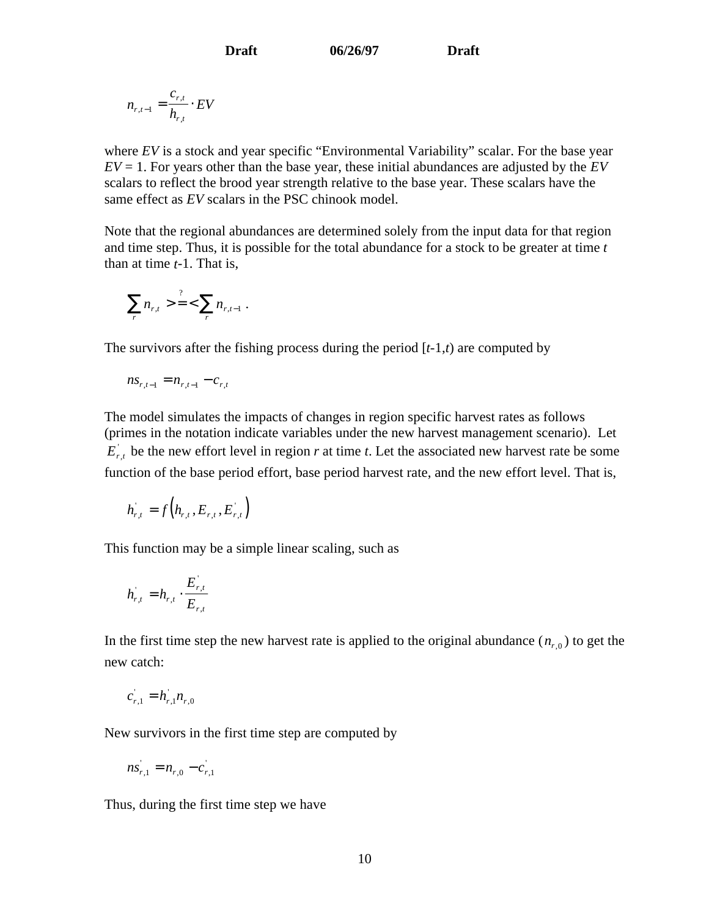$$n_{r,t-1} = \frac{c_{r,t}}{h_{r,t}} \cdot EV$$

where *EV* is a stock and year specific "Environmental Variability" scalar. For the base year *EV* = 1. For years other than the base year, these initial abundances are adjusted by the *EV* scalars to reflect the brood year strength relative to the base year. These scalars have the same effect as *EV* scalars in the PSC chinook model.

Note that the regional abundances are determined solely from the input data for that region and time step. Thus, it is possible for the total abundance for a stock to be greater at time *t* than at time *t*-1. That is,

$$\sum_r n_{r,t} \overset{?}{>=<} \sum_r n_{r,t-1} \; .$$

The survivors after the fishing process during the period [*t*-1,*t*) are computed by

$$ns_{r,t-1} = n_{r,t-1} - c_{r,t}$$

The model simulates the impacts of changes in region specific harvest rates as follows (primes in the notation indicate variables under the new harvest management scenario). Let $E^{'}_{r,t}$ be the new effort level in region *r* at time *t*. Let the associated new harvest rate be some function of the base period effort, base period harvest rate, and the new effort level. That is,

$$h^{'}_{r,t} = f\left(h_{r,t}, E_{r,t}, E^{'}_{r,t}\right)$$

This function may be a simple linear scaling, such as

$$h^{'}_{r,t} = h_{r,t} \cdot \frac{E^{'}_{r,t}}{E_{r,t}}$$

In the first time step the new harvest rate is applied to the original abundance ($n_{r,0}$) to get the new catch:

$$c^{'}_{r,1} = h^{'}_{r,1} n_{r,0}$$

New survivors in the first time step are computed by

$$ns^{'}_{r,1} = n_{r,0} - c^{'}_{r,1}$$

Thus, during the first time step we have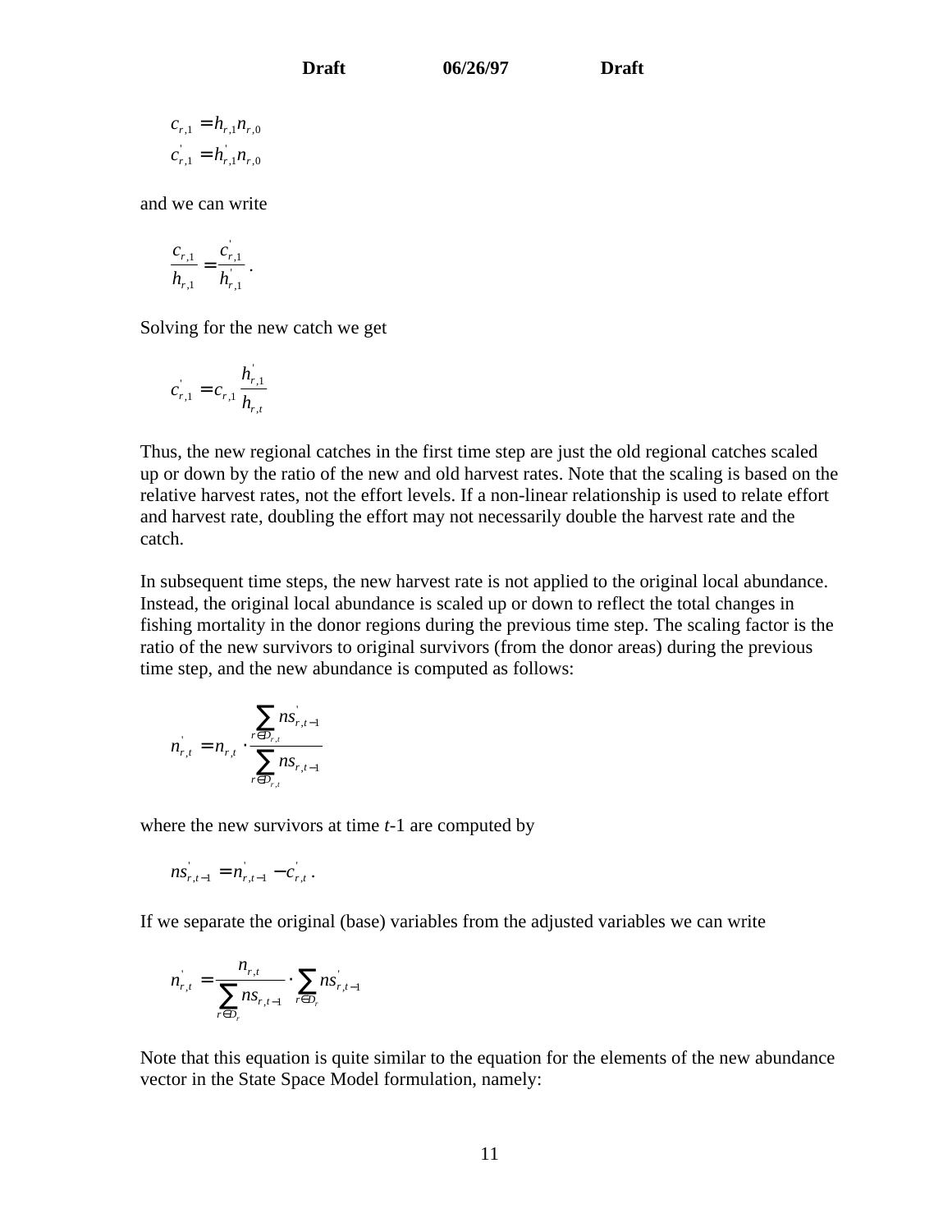$$c_{r,1} = h_{r,1} n_{r,0}$$
$$c'_{r,1} = h'_{r,1} n_{r,0}$$

and we can write

$$\frac{c_{r,1}}{h_{r,1}} = \frac{c'_{r,1}}{h'_{r,1}}.$$

Solving for the new catch we get

$$c'_{r,1} = c_{r,1} \frac{h'_{r,1}}{h_{r,t}}$$

Thus, the new regional catches in the first time step are just the old regional catches scaled up or down by the ratio of the new and old harvest rates. Note that the scaling is based on the relative harvest rates, not the effort levels. If a non-linear relationship is used to relate effort and harvest rate, doubling the effort may not necessarily double the harvest rate and the catch.

In subsequent time steps, the new harvest rate is not applied to the original local abundance. Instead, the original local abundance is scaled up or down to reflect the total changes in fishing mortality in the donor regions during the previous time step. The scaling factor is the ratio of the new survivors to original survivors (from the donor areas) during the previous time step, and the new abundance is computed as follows:

$$n'_{r,t} = n_{r,t} \cdot \frac{\sum_{r \in D_{r,t}} ns'_{r,t-1}}{\sum_{r \in D_{r,t}} ns_{r,t-1}}$$

where the new survivors at time $t$-1 are computed by

$$ns'_{r,t-1} = n'_{r,t-1} - c'_{r,t}.$$

If we separate the original (base) variables from the adjusted variables we can write

$$n'_{r,t} = \frac{n_{r,t}}{\sum_{r \in D_r} ns_{r,t-1}} \cdot \sum_{r \in D_r} ns'_{r,t-1}$$

Note that this equation is quite similar to the equation for the elements of the new abundance vector in the State Space Model formulation, namely: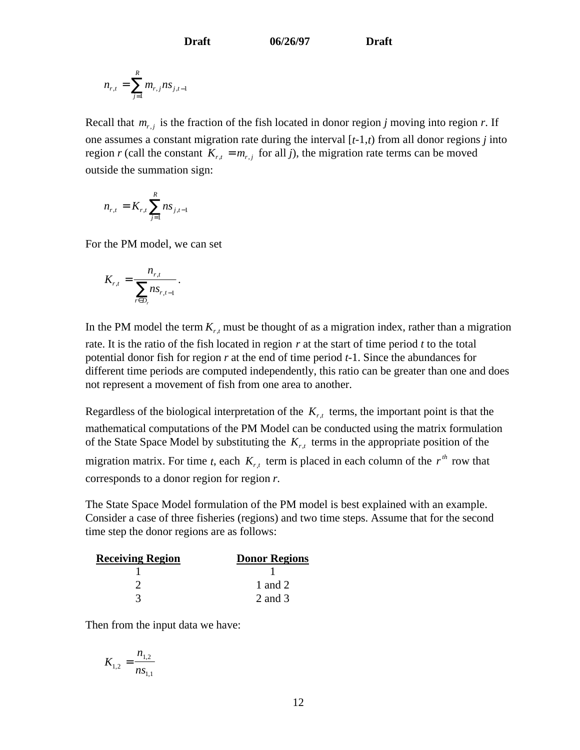$$n_{r,t} = \sum_{j=1}^{R} m_{r,j} ns_{j,t-1}$$

Recall that $m_{r,j}$ is the fraction of the fish located in donor region *j* moving into region *r*. If one assumes a constant migration rate during the interval [*t*-1,*t*) from all donor regions *j* into region *r* (call the constant $K_{r,t} = m_{r,j}$ for all *j*), the migration rate terms can be moved outside the summation sign:

$$n_{r,t} = K_{r,t} \sum_{j=1}^{R} ns_{j,t-1}$$

For the PM model, we can set

$$K_{r,t} = \frac{n_{r,t}}{\sum_{r \in D_r} ns_{r,t-1}}.$$

In the PM model the term $K_{r,t}$ must be thought of as a migration index, rather than a migration rate. It is the ratio of the fish located in region *r* at the start of time period *t* to the total potential donor fish for region *r* at the end of time period *t*-1. Since the abundances for different time periods are computed independently, this ratio can be greater than one and does not represent a movement of fish from one area to another.

Regardless of the biological interpretation of the $K_{r,t}$ terms, the important point is that the mathematical computations of the PM Model can be conducted using the matrix formulation of the State Space Model by substituting the $K_{r,t}$ terms in the appropriate position of the migration matrix. For time *t*, each $K_{r,t}$ term is placed in each column of the $r^{th}$ row that corresponds to a donor region for region *r*.

The State Space Model formulation of the PM model is best explained with an example. Consider a case of three fisheries (regions) and two time steps. Assume that for the second time step the donor regions are as follows:

| Receiving Region | Donor Regions |
|---|---|
| 1 | 1 |
| 2 | 1 and 2 |
| 3 | 2 and 3 |

Then from the input data we have:

$$K_{1,2} = \frac{n_{1,2}}{ns_{1,1}}$$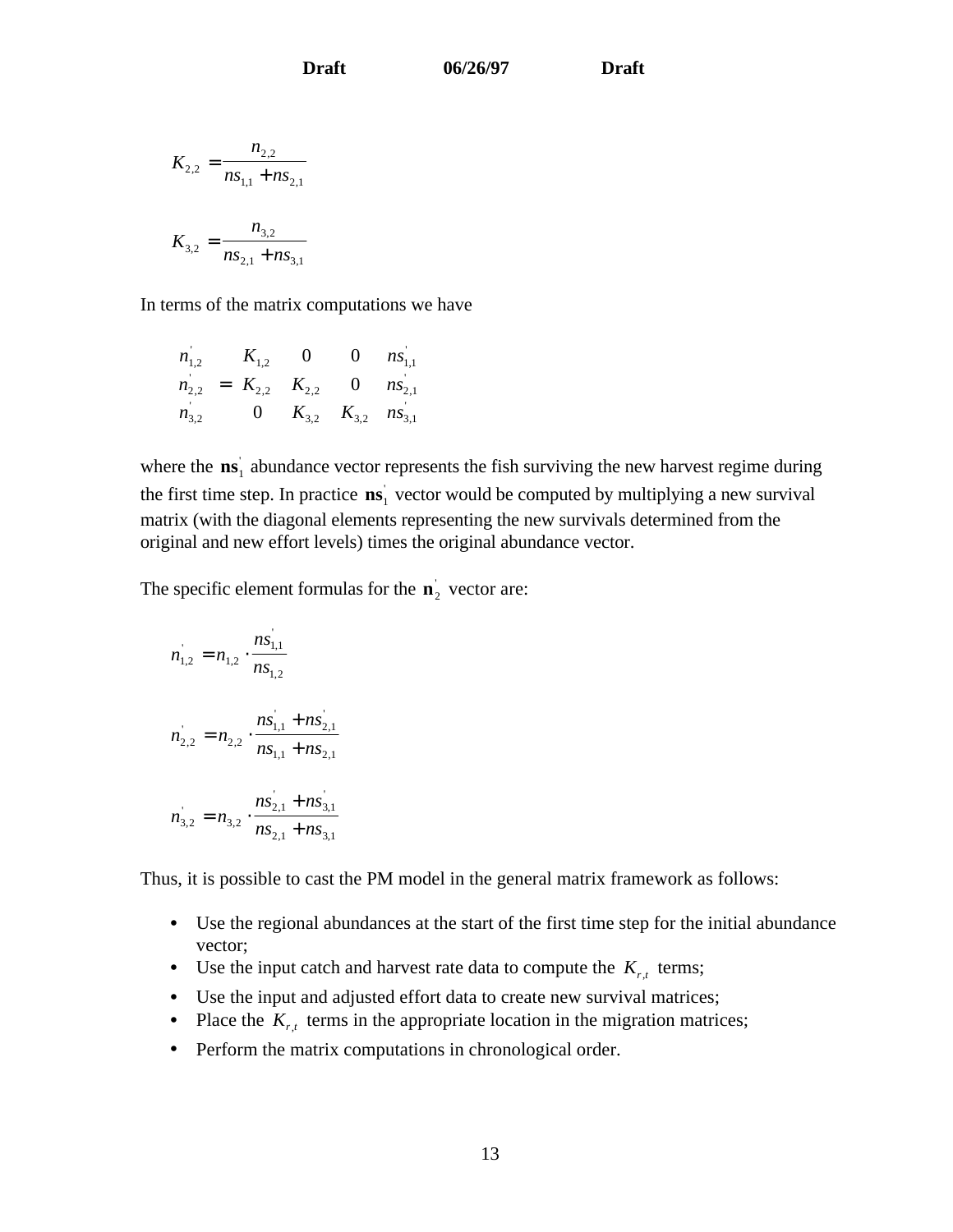$$K_{2,2} = \frac{n_{2,2}}{ns_{1,1} + ns_{2,1}}$$

$$K_{3,2} = \frac{n_{3,2}}{ns_{2,1} + ns_{3,1}}$$

In terms of the matrix computations we have

$$\begin{bmatrix} n'_{1,2} \\ n'_{2,2} \\ n'_{3,2} \end{bmatrix} = \begin{bmatrix} K_{1,2} & 0 & 0 \\ K_{2,2} & K_{2,2} & 0 \\ 0 & K_{3,2} & K_{3,2} \end{bmatrix} \begin{bmatrix} ns'_{1,1} \\ ns'_{2,1} \\ ns'_{3,1} \end{bmatrix}$$

where the $\mathbf{ns}'_1$ abundance vector represents the fish surviving the new harvest regime during the first time step. In practice $\mathbf{ns}'_1$ vector would be computed by multiplying a new survival matrix (with the diagonal elements representing the new survivals determined from the original and new effort levels) times the original abundance vector.

The specific element formulas for the $\mathbf{n}'_2$ vector are:

$$n'_{1,2} = n_{1,2} \cdot \frac{ns'_{1,1}}{ns_{1,2}}$$

$$n'_{2,2} = n_{2,2} \cdot \frac{ns'_{1,1} + ns'_{2,1}}{ns_{1,1} + ns_{2,1}}$$

$$n'_{3,2} = n_{3,2} \cdot \frac{ns'_{2,1} + ns'_{3,1}}{ns_{2,1} + ns_{3,1}}$$

Thus, it is possible to cast the PM model in the general matrix framework as follows:

- Use the regional abundances at the start of the first time step for the initial abundance vector;
- Use the input catch and harvest rate data to compute the $K_{r,t}$ terms;
- Use the input and adjusted effort data to create new survival matrices;
- Place the $K_{r,t}$ terms in the appropriate location in the migration matrices;
- Perform the matrix computations in chronological order.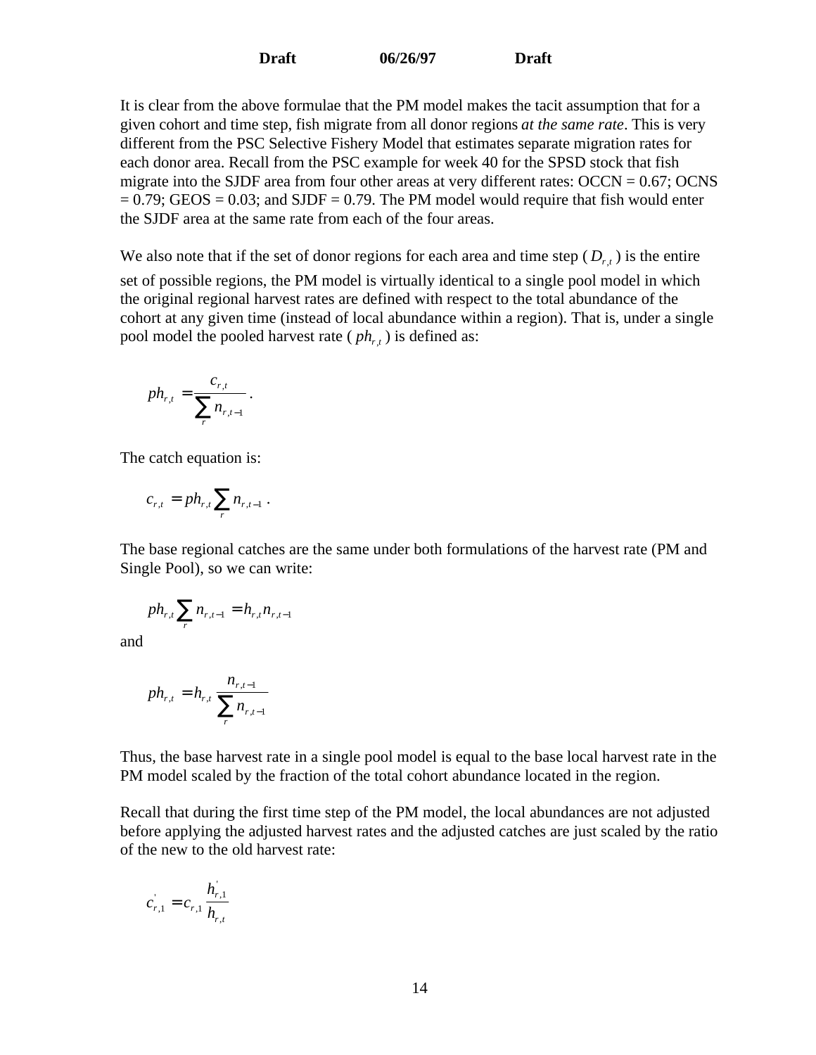It is clear from the above formulae that the PM model makes the tacit assumption that for a given cohort and time step, fish migrate from all donor regions *at the same rate*. This is very different from the PSC Selective Fishery Model that estimates separate migration rates for each donor area. Recall from the PSC example for week 40 for the SPSD stock that fish migrate into the SJDF area from four other areas at very different rates: OCCN = 0.67; OCNS = 0.79; GEOS = 0.03; and SJDF = 0.79. The PM model would require that fish would enter the SJDF area at the same rate from each of the four areas.

We also note that if the set of donor regions for each area and time step ( $D_{r,t}$ ) is the entire set of possible regions, the PM model is virtually identical to a single pool model in which the original regional harvest rates are defined with respect to the total abundance of the cohort at any given time (instead of local abundance within a region). That is, under a single pool model the pooled harvest rate ( $ph_{r,t}$ ) is defined as:

$$ph_{r,t} = \frac{c_{r,t}}{\sum_r n_{r,t-1}} .$$

The catch equation is:

$$c_{r,t} = ph_{r,t} \sum_r n_{r,t-1} .$$

The base regional catches are the same under both formulations of the harvest rate (PM and Single Pool), so we can write:

$$ph_{r,t} \sum_r n_{r,t-1} = h_{r,t} n_{r,t-1}$$

and

$$ph_{r,t} = h_{r,t} \frac{n_{r,t-1}}{\sum_r n_{r,t-1}}$$

Thus, the base harvest rate in a single pool model is equal to the base local harvest rate in the PM model scaled by the fraction of the total cohort abundance located in the region.

Recall that during the first time step of the PM model, the local abundances are not adjusted before applying the adjusted harvest rates and the adjusted catches are just scaled by the ratio of the new to the old harvest rate:

$$c'_{r,1} = c_{r,1} \frac{h'_{r,1}}{h_{r,t}}$$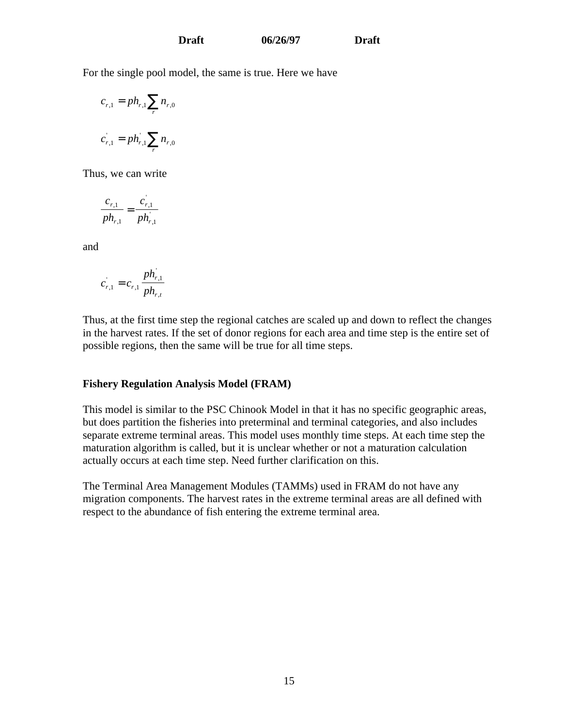For the single pool model, the same is true. Here we have

$$c_{r,1} = ph_{r,1} \sum_{r} n_{r,0}$$

$$c'_{r,1} = ph'_{r,1} \sum_{r} n_{r,0}$$

Thus, we can write

$$\frac{c_{r,1}}{ph_{r,1}} = \frac{c'_{r,1}}{ph'_{r,1}}$$

and

$$c'_{r,1} = c_{r,1} \frac{ph'_{r,1}}{ph_{r,t}}$$

Thus, at the first time step the regional catches are scaled up and down to reflect the changes in the harvest rates. If the set of donor regions for each area and time step is the entire set of possible regions, then the same will be true for all time steps.

**Fishery Regulation Analysis Model (FRAM)**

This model is similar to the PSC Chinook Model in that it has no specific geographic areas, but does partition the fisheries into preterminal and terminal categories, and also includes separate extreme terminal areas. This model uses monthly time steps. At each time step the maturation algorithm is called, but it is unclear whether or not a maturation calculation actually occurs at each time step. Need further clarification on this.

The Terminal Area Management Modules (TAMMs) used in FRAM do not have any migration components. The harvest rates in the extreme terminal areas are all defined with respect to the abundance of fish entering the extreme terminal area.